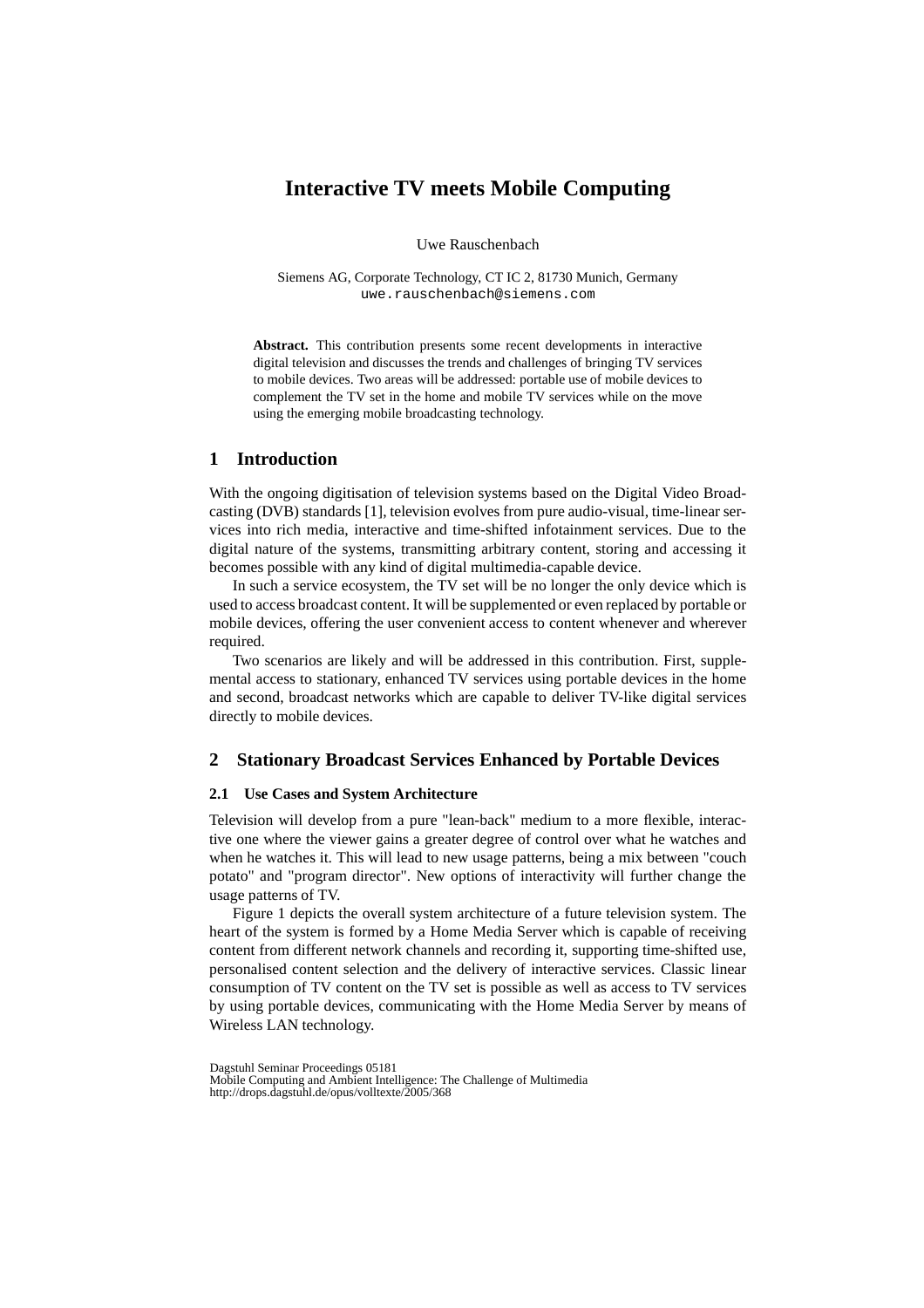# Interactive TV meets Mobile Computing

Uwe Rauschenbach

Siemens AG, Corporate Technology, CT IC 2, 81730 Munich, Germany
uwe.rauschenbach@siemens.com

**Abstract.** This contribution presents some recent developments in interactive digital television and discusses the trends and challenges of bringing TV services to mobile devices. Two areas will be addressed: portable use of mobile devices to complement the TV set in the home and mobile TV services while on the move using the emerging mobile broadcasting technology.

## 1 Introduction

With the ongoing digitisation of television systems based on the Digital Video Broadcasting (DVB) standards [1], television evolves from pure audio-visual, time-linear services into rich media, interactive and time-shifted infotainment services. Due to the digital nature of the systems, transmitting arbitrary content, storing and accessing it becomes possible with any kind of digital multimedia-capable device.

In such a service ecosystem, the TV set will be no longer the only device which is used to access broadcast content. It will be supplemented or even replaced by portable or mobile devices, offering the user convenient access to content whenever and wherever required.

Two scenarios are likely and will be addressed in this contribution. First, supplemental access to stationary, enhanced TV services using portable devices in the home and second, broadcast networks which are capable to deliver TV-like digital services directly to mobile devices.

## 2 Stationary Broadcast Services Enhanced by Portable Devices

### 2.1 Use Cases and System Architecture

Television will develop from a pure "lean-back" medium to a more flexible, interactive one where the viewer gains a greater degree of control over what he watches and when he watches it. This will lead to new usage patterns, being a mix between "couch potato" and "program director". New options of interactivity will further change the usage patterns of TV.

Figure 1 depicts the overall system architecture of a future television system. The heart of the system is formed by a Home Media Server which is capable of receiving content from different network channels and recording it, supporting time-shifted use, personalised content selection and the delivery of interactive services. Classic linear consumption of TV content on the TV set is possible as well as access to TV services by using portable devices, communicating with the Home Media Server by means of Wireless LAN technology.

Dagstuhl Seminar Proceedings 05181
Mobile Computing and Ambient Intelligence: The Challenge of Multimedia
http://drops.dagstuhl.de/opus/volltexte/2005/368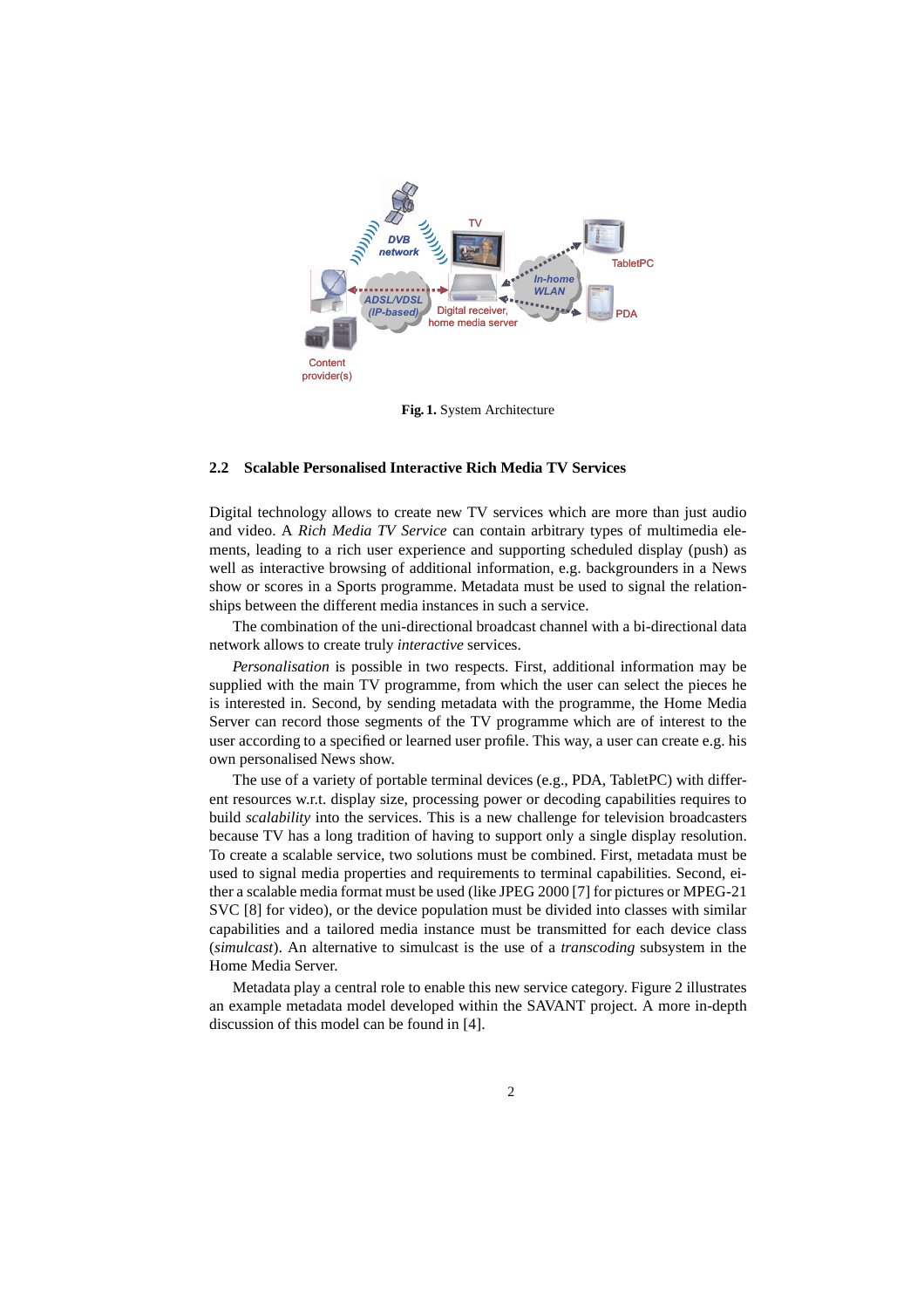**Fig. 1.** System Architecture

### 2.2 Scalable Personalised Interactive Rich Media TV Services

Digital technology allows to create new TV services which are more than just audio and video. A *Rich Media TV Service* can contain arbitrary types of multimedia elements, leading to a rich user experience and supporting scheduled display (push) as well as interactive browsing of additional information, e.g. backgrounders in a News show or scores in a Sports programme. Metadata must be used to signal the relationships between the different media instances in such a service.

The combination of the uni-directional broadcast channel with a bi-directional data network allows to create truly *interactive* services.

*Personalisation* is possible in two respects. First, additional information may be supplied with the main TV programme, from which the user can select the pieces he is interested in. Second, by sending metadata with the programme, the Home Media Server can record those segments of the TV programme which are of interest to the user according to a specified or learned user profile. This way, a user can create e.g. his own personalised News show.

The use of a variety of portable terminal devices (e.g., PDA, TabletPC) with different resources w.r.t. display size, processing power or decoding capabilities requires to build *scalability* into the services. This is a new challenge for television broadcasters because TV has a long tradition of having to support only a single display resolution. To create a scalable service, two solutions must be combined. First, metadata must be used to signal media properties and requirements to terminal capabilities. Second, either a scalable media format must be used (like JPEG 2000 [7] for pictures or MPEG-21 SVC [8] for video), or the device population must be divided into classes with similar capabilities and a tailored media instance must be transmitted for each device class (*simulcast*). An alternative to simulcast is the use of a *transcoding* subsystem in the Home Media Server.

Metadata play a central role to enable this new service category. Figure 2 illustrates an example metadata model developed within the SAVANT project. A more in-depth discussion of this model can be found in [4].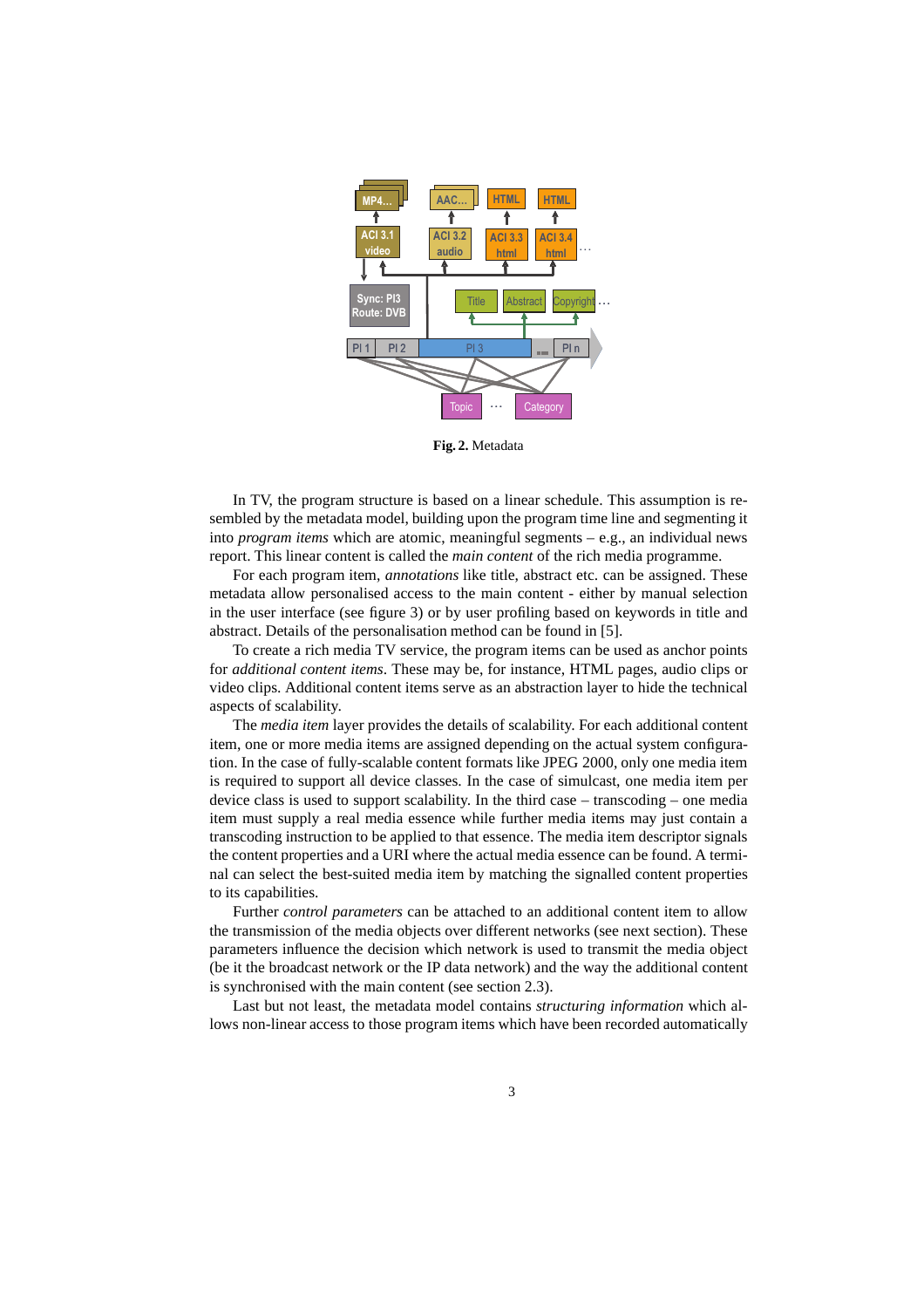**Fig. 2.** Metadata

In TV, the program structure is based on a linear schedule. This assumption is resembled by the metadata model, building upon the program time line and segmenting it into *program items* which are atomic, meaningful segments – e.g., an individual news report. This linear content is called the *main content* of the rich media programme.

For each program item, *annotations* like title, abstract etc. can be assigned. These metadata allow personalised access to the main content - either by manual selection in the user interface (see figure 3) or by user profiling based on keywords in title and abstract. Details of the personalisation method can be found in [5].

To create a rich media TV service, the program items can be used as anchor points for *additional content items*. These may be, for instance, HTML pages, audio clips or video clips. Additional content items serve as an abstraction layer to hide the technical aspects of scalability.

The *media item* layer provides the details of scalability. For each additional content item, one or more media items are assigned depending on the actual system configuration. In the case of fully-scalable content formats like JPEG 2000, only one media item is required to support all device classes. In the case of simulcast, one media item per device class is used to support scalability. In the third case – transcoding – one media item must supply a real media essence while further media items may just contain a transcoding instruction to be applied to that essence. The media item descriptor signals the content properties and a URI where the actual media essence can be found. A terminal can select the best-suited media item by matching the signalled content properties to its capabilities.

Further *control parameters* can be attached to an additional content item to allow the transmission of the media objects over different networks (see next section). These parameters influence the decision which network is used to transmit the media object (be it the broadcast network or the IP data network) and the way the additional content is synchronised with the main content (see section 2.3).

Last but not least, the metadata model contains *structuring information* which allows non-linear access to those program items which have been recorded automatically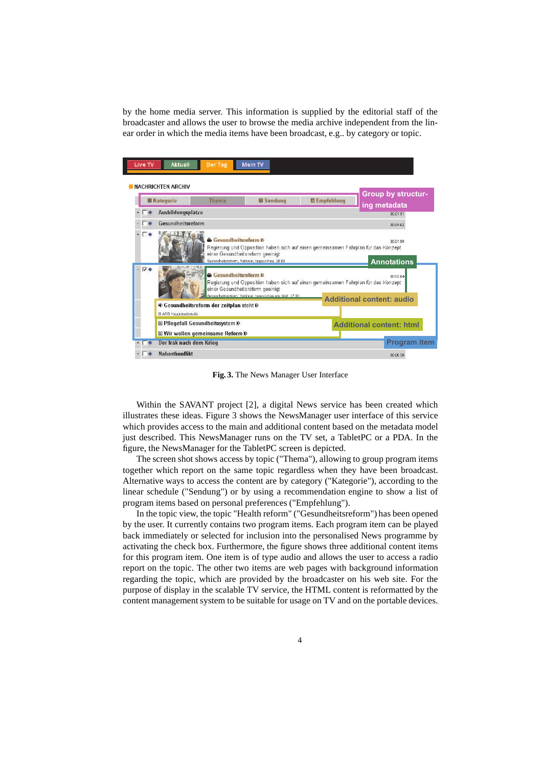by the home media server. This information is supplied by the editorial staff of the broadcaster and allows the user to browse the media archive independent from the linear order in which the media items have been broadcast, e.g.. by category or topic.

**Fig. 3.** The News Manager User Interface

Within the SAVANT project [2], a digital News service has been created which illustrates these ideas. Figure 3 shows the NewsManager user interface of this service which provides access to the main and additional content based on the metadata model just described. This NewsManager runs on the TV set, a TabletPC or a PDA. In the figure, the NewsManager for the TabletPC screen is depicted.

The screen shot shows access by topic ("Thema"), allowing to group program items together which report on the same topic regardless when they have been broadcast. Alternative ways to access the content are by category ("Kategorie"), according to the linear schedule ("Sendung") or by using a recommendation engine to show a list of program items based on personal preferences ("Empfehlung").

In the topic view, the topic "Health reform" ("Gesundheitsreform") has been opened by the user. It currently contains two program items. Each program item can be played back immediately or selected for inclusion into the personalised News programme by activating the check box. Furthermore, the figure shows three additional content items for this program item. One item is of type audio and allows the user to access a radio report on the topic. The other two items are web pages with background information regarding the topic, which are provided by the broadcaster on his web site. For the purpose of display in the scalable TV service, the HTML content is reformatted by the content management system to be suitable for usage on TV and on the portable devices.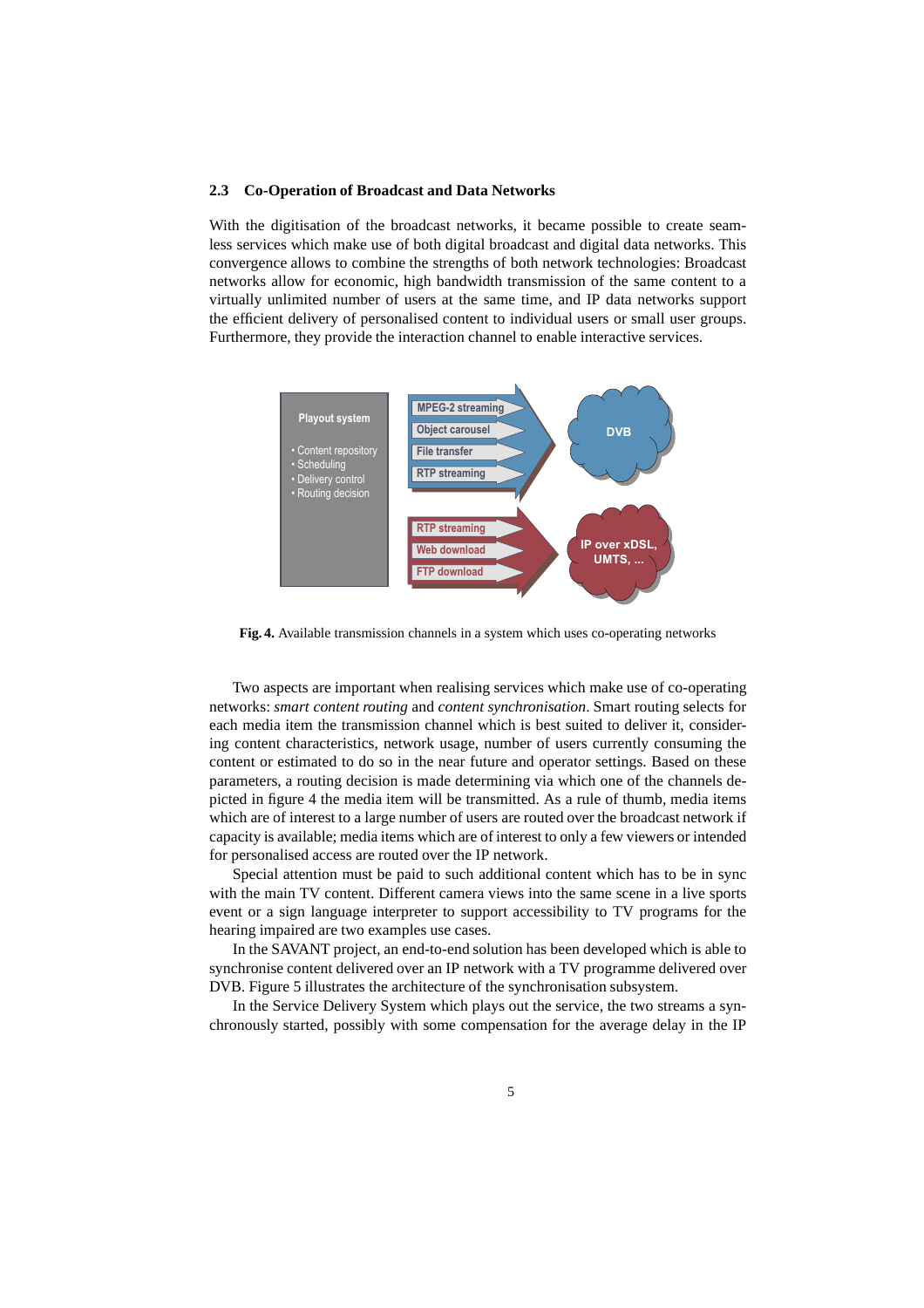## 2.3 Co-Operation of Broadcast and Data Networks

With the digitisation of the broadcast networks, it became possible to create seamless services which make use of both digital broadcast and digital data networks. This convergence allows to combine the strengths of both network technologies: Broadcast networks allow for economic, high bandwidth transmission of the same content to a virtually unlimited number of users at the same time, and IP data networks support the efficient delivery of personalised content to individual users or small user groups. Furthermore, they provide the interaction channel to enable interactive services.

**Fig. 4.** Available transmission channels in a system which uses co-operating networks

Two aspects are important when realising services which make use of co-operating networks: *smart content routing* and *content synchronisation*. Smart routing selects for each media item the transmission channel which is best suited to deliver it, considering content characteristics, network usage, number of users currently consuming the content or estimated to do so in the near future and operator settings. Based on these parameters, a routing decision is made determining via which one of the channels depicted in figure 4 the media item will be transmitted. As a rule of thumb, media items which are of interest to a large number of users are routed over the broadcast network if capacity is available; media items which are of interest to only a few viewers or intended for personalised access are routed over the IP network.

Special attention must be paid to such additional content which has to be in sync with the main TV content. Different camera views into the same scene in a live sports event or a sign language interpreter to support accessibility to TV programs for the hearing impaired are two examples use cases.

In the SAVANT project, an end-to-end solution has been developed which is able to synchronise content delivered over an IP network with a TV programme delivered over DVB. Figure 5 illustrates the architecture of the synchronisation subsystem.

In the Service Delivery System which plays out the service, the two streams a synchronously started, possibly with some compensation for the average delay in the IP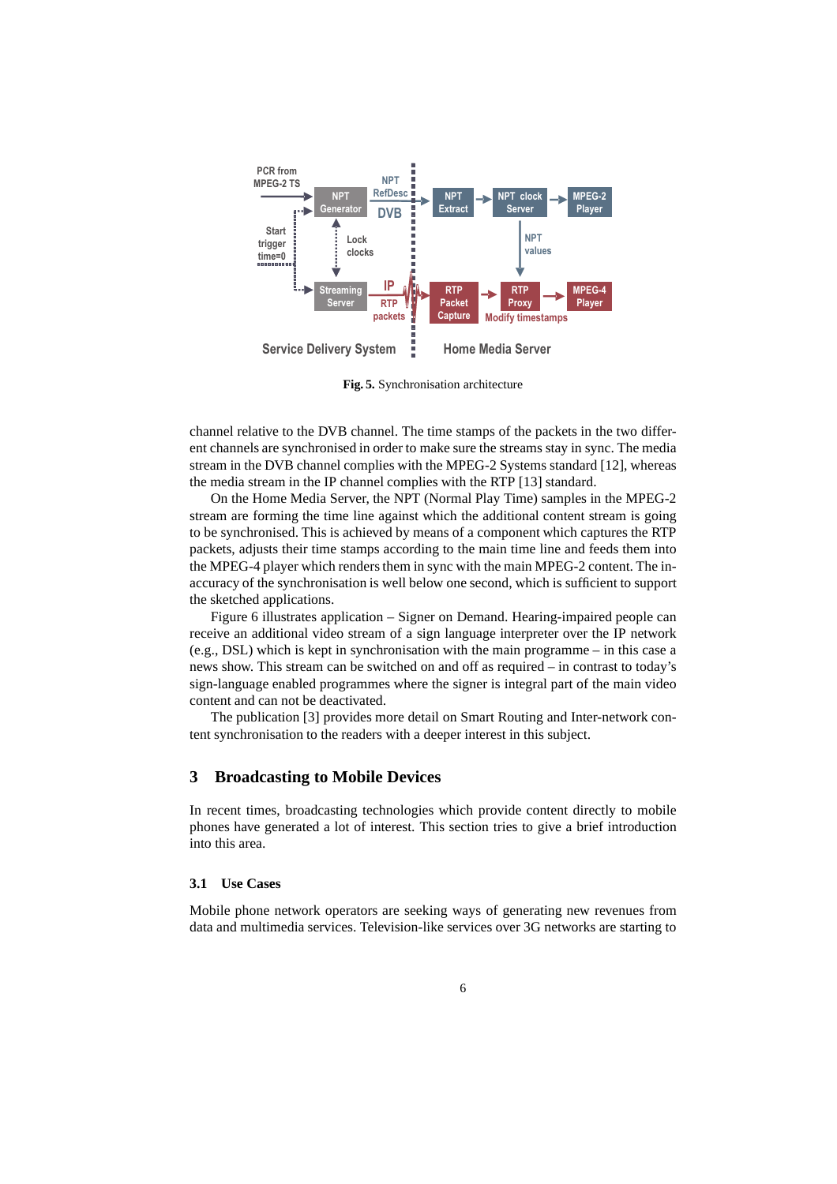Fig. 5. Synchronisation architecture

channel relative to the DVB channel. The time stamps of the packets in the two different channels are synchronised in order to make sure the streams stay in sync. The media stream in the DVB channel complies with the MPEG-2 Systems standard [12], whereas the media stream in the IP channel complies with the RTP [13] standard.

On the Home Media Server, the NPT (Normal Play Time) samples in the MPEG-2 stream are forming the time line against which the additional content stream is going to be synchronised. This is achieved by means of a component which captures the RTP packets, adjusts their time stamps according to the main time line and feeds them into the MPEG-4 player which renders them in sync with the main MPEG-2 content. The inaccuracy of the synchronisation is well below one second, which is sufficient to support the sketched applications.

Figure 6 illustrates application – Signer on Demand. Hearing-impaired people can receive an additional video stream of a sign language interpreter over the IP network (e.g., DSL) which is kept in synchronisation with the main programme – in this case a news show. This stream can be switched on and off as required – in contrast to today's sign-language enabled programmes where the signer is integral part of the main video content and can not be deactivated.

The publication [3] provides more detail on Smart Routing and Inter-network content synchronisation to the readers with a deeper interest in this subject.

## 3 Broadcasting to Mobile Devices

In recent times, broadcasting technologies which provide content directly to mobile phones have generated a lot of interest. This section tries to give a brief introduction into this area.

### 3.1 Use Cases

Mobile phone network operators are seeking ways of generating new revenues from data and multimedia services. Television-like services over 3G networks are starting to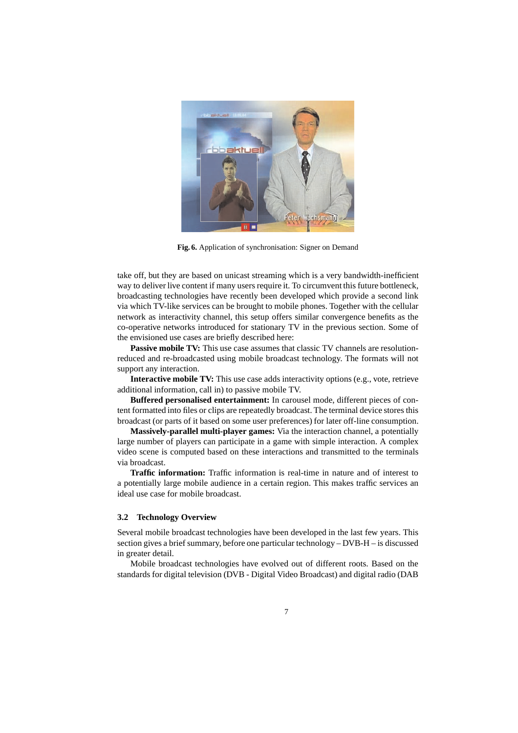Fig. 6. Application of synchronisation: Signer on Demand

take off, but they are based on unicast streaming which is a very bandwidth-inefficient way to deliver live content if many users require it. To circumvent this future bottleneck, broadcasting technologies have recently been developed which provide a second link via which TV-like services can be brought to mobile phones. Together with the cellular network as interactivity channel, this setup offers similar convergence benefits as the co-operative networks introduced for stationary TV in the previous section. Some of the envisioned use cases are briefly described here:

**Passive mobile TV:** This use case assumes that classic TV channels are resolution-reduced and re-broadcasted using mobile broadcast technology. The formats will not support any interaction.

**Interactive mobile TV:** This use case adds interactivity options (e.g., vote, retrieve additional information, call in) to passive mobile TV.

**Buffered personalised entertainment:** In carousel mode, different pieces of content formatted into files or clips are repeatedly broadcast. The terminal device stores this broadcast (or parts of it based on some user preferences) for later off-line consumption.

**Massively-parallel multi-player games:** Via the interaction channel, a potentially large number of players can participate in a game with simple interaction. A complex video scene is computed based on these interactions and transmitted to the terminals via broadcast.

**Traffic information:** Traffic information is real-time in nature and of interest to a potentially large mobile audience in a certain region. This makes traffic services an ideal use case for mobile broadcast.

### 3.2 Technology Overview

Several mobile broadcast technologies have been developed in the last few years. This section gives a brief summary, before one particular technology – DVB-H – is discussed in greater detail.

Mobile broadcast technologies have evolved out of different roots. Based on the standards for digital television (DVB - Digital Video Broadcast) and digital radio (DAB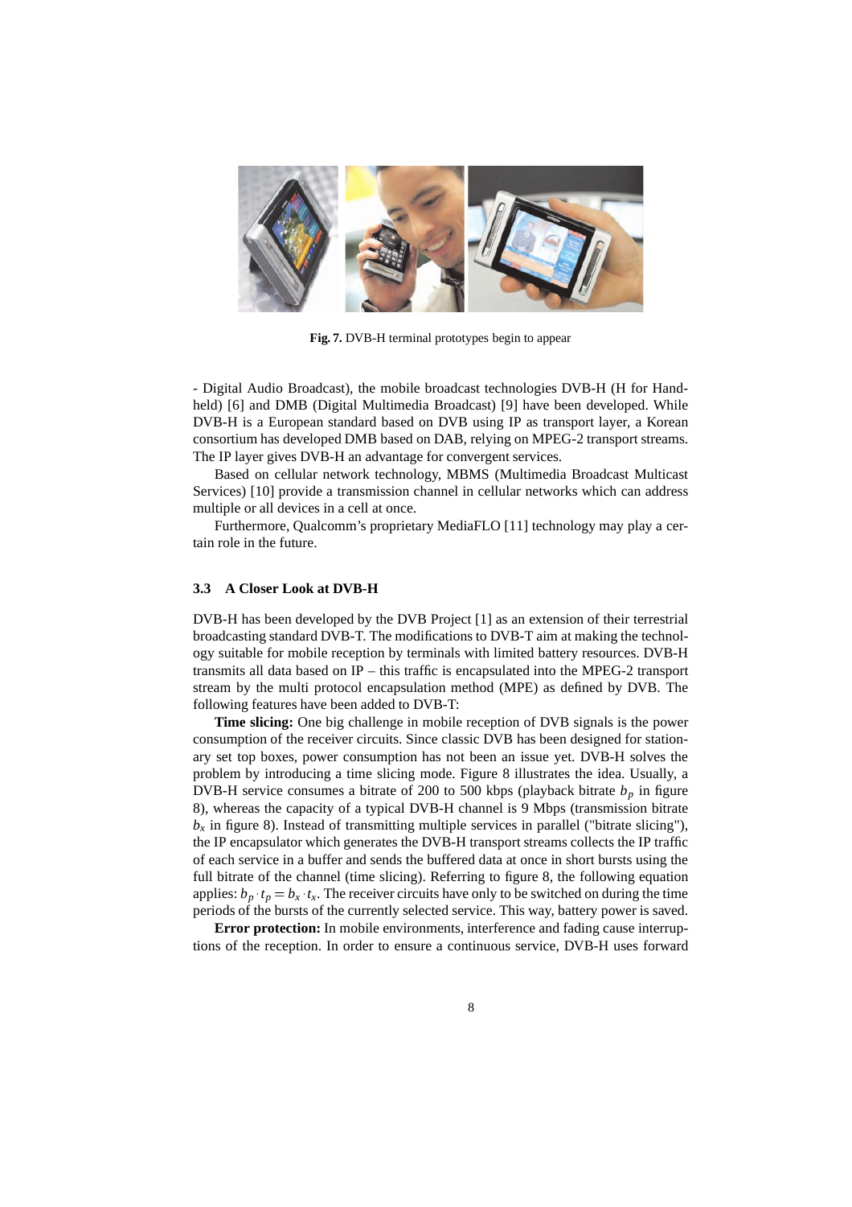**Fig. 7.** DVB-H terminal prototypes begin to appear

- Digital Audio Broadcast), the mobile broadcast technologies DVB-H (H for Handheld) [6] and DMB (Digital Multimedia Broadcast) [9] have been developed. While DVB-H is a European standard based on DVB using IP as transport layer, a Korean consortium has developed DMB based on DAB, relying on MPEG-2 transport streams. The IP layer gives DVB-H an advantage for convergent services.

Based on cellular network technology, MBMS (Multimedia Broadcast Multicast Services) [10] provide a transmission channel in cellular networks which can address multiple or all devices in a cell at once.

Furthermore, Qualcomm's proprietary MediaFLO [11] technology may play a certain role in the future.

### 3.3 A Closer Look at DVB-H

DVB-H has been developed by the DVB Project [1] as an extension of their terrestrial broadcasting standard DVB-T. The modifications to DVB-T aim at making the technology suitable for mobile reception by terminals with limited battery resources. DVB-H transmits all data based on IP – this traffic is encapsulated into the MPEG-2 transport stream by the multi protocol encapsulation method (MPE) as defined by DVB. The following features have been added to DVB-T:

**Time slicing:** One big challenge in mobile reception of DVB signals is the power consumption of the receiver circuits. Since classic DVB has been designed for stationary set top boxes, power consumption has not been an issue yet. DVB-H solves the problem by introducing a time slicing mode. Figure 8 illustrates the idea. Usually, a DVB-H service consumes a bitrate of 200 to 500 kbps (playback bitrate $b_p$ in figure 8), whereas the capacity of a typical DVB-H channel is 9 Mbps (transmission bitrate $b_x$ in figure 8). Instead of transmitting multiple services in parallel ("bitrate slicing"), the IP encapsulator which generates the DVB-H transport streams collects the IP traffic of each service in a buffer and sends the buffered data at once in short bursts using the full bitrate of the channel (time slicing). Referring to figure 8, the following equation applies: $b_p \cdot t_p = b_x \cdot t_x$. The receiver circuits have only to be switched on during the time periods of the bursts of the currently selected service. This way, battery power is saved.

**Error protection:** In mobile environments, interference and fading cause interruptions of the reception. In order to ensure a continuous service, DVB-H uses forward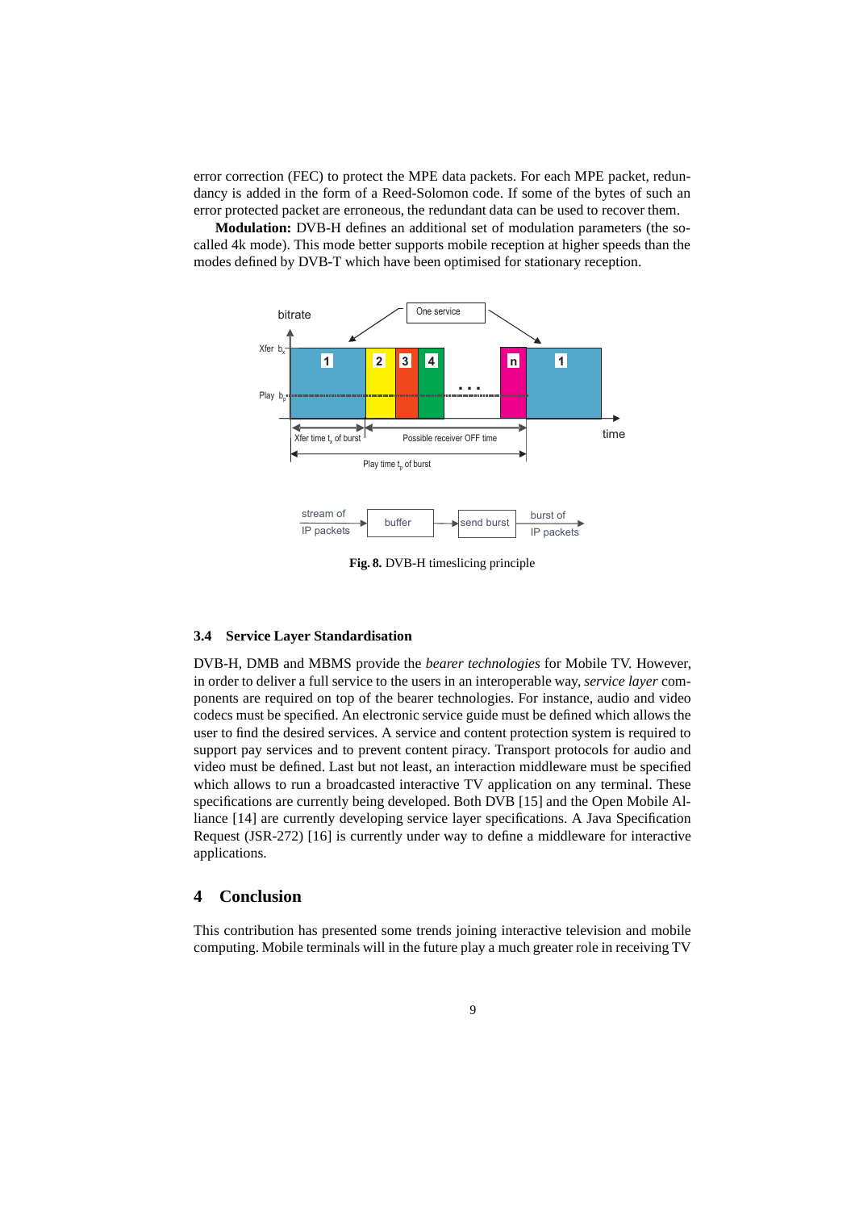error correction (FEC) to protect the MPE data packets. For each MPE packet, redundancy is added in the form of a Reed-Solomon code. If some of the bytes of such an error protected packet are erroneous, the redundant data can be used to recover them.

**Modulation:** DVB-H defines an additional set of modulation parameters (the so-called 4k mode). This mode better supports mobile reception at higher speeds than the modes defined by DVB-T which have been optimised for stationary reception.

**Fig. 8.** DVB-H timeslicing principle

### 3.4 Service Layer Standardisation

DVB-H, DMB and MBMS provide the *bearer technologies* for Mobile TV. However, in order to deliver a full service to the users in an interoperable way, *service layer* components are required on top of the bearer technologies. For instance, audio and video codecs must be specified. An electronic service guide must be defined which allows the user to find the desired services. A service and content protection system is required to support pay services and to prevent content piracy. Transport protocols for audio and video must be defined. Last but not least, an interaction middleware must be specified which allows to run a broadcasted interactive TV application on any terminal. These specifications are currently being developed. Both DVB [15] and the Open Mobile Alliance [14] are currently developing service layer specifications. A Java Specification Request (JSR-272) [16] is currently under way to define a middleware for interactive applications.

## 4 Conclusion

This contribution has presented some trends joining interactive television and mobile computing. Mobile terminals will in the future play a much greater role in receiving TV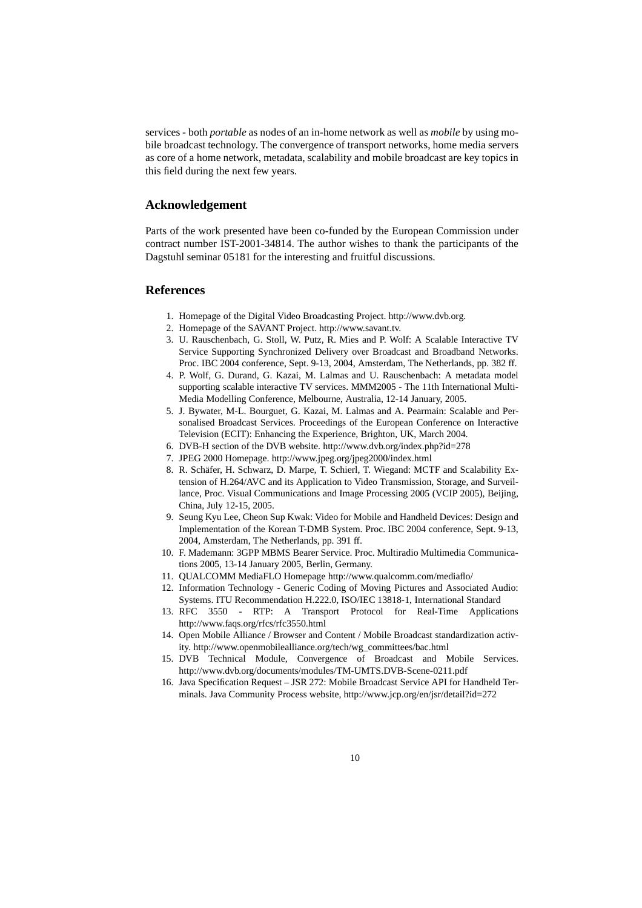services - both *portable* as nodes of an in-home network as well as *mobile* by using mobile broadcast technology. The convergence of transport networks, home media servers as core of a home network, metadata, scalability and mobile broadcast are key topics in this field during the next few years.

## Acknowledgement

Parts of the work presented have been co-funded by the European Commission under contract number IST-2001-34814. The author wishes to thank the participants of the Dagstuhl seminar 05181 for the interesting and fruitful discussions.

## References

1. Homepage of the Digital Video Broadcasting Project. http://www.dvb.org.
2. Homepage of the SAVANT Project. http://www.savant.tv.
3. U. Rauschenbach, G. Stoll, W. Putz, R. Mies and P. Wolf: A Scalable Interactive TV Service Supporting Synchronized Delivery over Broadcast and Broadband Networks. Proc. IBC 2004 conference, Sept. 9-13, 2004, Amsterdam, The Netherlands, pp. 382 ff.
4. P. Wolf, G. Durand, G. Kazai, M. Lalmas and U. Rauschenbach: A metadata model supporting scalable interactive TV services. MMM2005 - The 11th International Multi-Media Modelling Conference, Melbourne, Australia, 12-14 January, 2005.
5. J. Bywater, M-L. Bourguet, G. Kazai, M. Lalmas and A. Pearmain: Scalable and Personalised Broadcast Services. Proceedings of the European Conference on Interactive Television (ECIT): Enhancing the Experience, Brighton, UK, March 2004.
6. DVB-H section of the DVB website. http://www.dvb.org/index.php?id=278
7. JPEG 2000 Homepage. http://www.jpeg.org/jpeg2000/index.html
8. R. Schäfer, H. Schwarz, D. Marpe, T. Schierl, T. Wiegand: MCTF and Scalability Extension of H.264/AVC and its Application to Video Transmission, Storage, and Surveillance, Proc. Visual Communications and Image Processing 2005 (VCIP 2005), Beijing, China, July 12-15, 2005.
9. Seung Kyu Lee, Cheon Sup Kwak: Video for Mobile and Handheld Devices: Design and Implementation of the Korean T-DMB System. Proc. IBC 2004 conference, Sept. 9-13, 2004, Amsterdam, The Netherlands, pp. 391 ff.
10. F. Mademann: 3GPP MBMS Bearer Service. Proc. Multiradio Multimedia Communications 2005, 13-14 January 2005, Berlin, Germany.
11. QUALCOMM MediaFLO Homepage http://www.qualcomm.com/mediaflo/
12. Information Technology - Generic Coding of Moving Pictures and Associated Audio: Systems. ITU Recommendation H.222.0, ISO/IEC 13818-1, International Standard
13. RFC 3550 - RTP: A Transport Protocol for Real-Time Applications http://www.faqs.org/rfcs/rfc3550.html
14. Open Mobile Alliance / Browser and Content / Mobile Broadcast standardization activity. http://www.openmobilealliance.org/tech/wg_committees/bac.html
15. DVB Technical Module, Convergence of Broadcast and Mobile Services. http://www.dvb.org/documents/modules/TM-UMTS.DVB-Scene-0211.pdf
16. Java Specification Request – JSR 272: Mobile Broadcast Service API for Handheld Terminals. Java Community Process website, http://www.jcp.org/en/jsr/detail?id=272